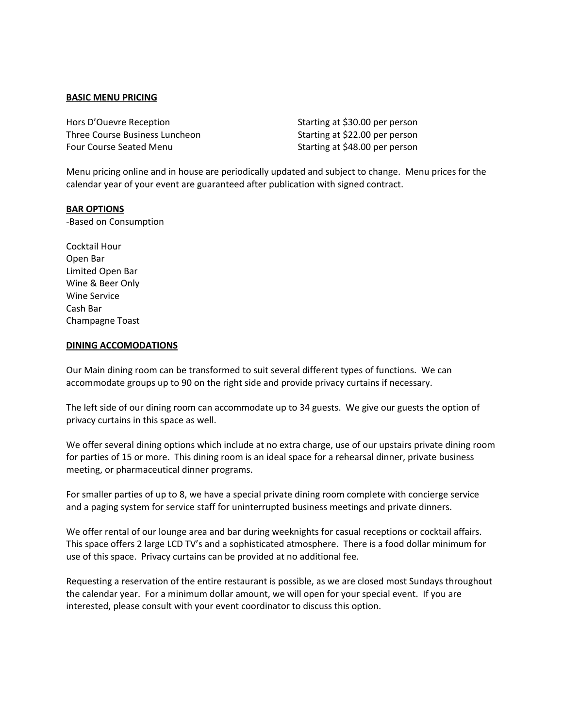## BASIC MENU PRICING

| | |
|---|---|
| Hors D'Ouevre Reception | Starting at $30.00 per person |
| Three Course Business Luncheon | Starting at $22.00 per person |
| Four Course Seated Menu | Starting at $48.00 per person |

Menu pricing online and in house are periodically updated and subject to change. Menu prices for the calendar year of your event are guaranteed after publication with signed contract.

## BAR OPTIONS

-Based on Consumption

Cocktail Hour
Open Bar
Limited Open Bar
Wine & Beer Only
Wine Service
Cash Bar
Champagne Toast

## DINING ACCOMODATIONS

Our Main dining room can be transformed to suit several different types of functions. We can accommodate groups up to 90 on the right side and provide privacy curtains if necessary.

The left side of our dining room can accommodate up to 34 guests. We give our guests the option of privacy curtains in this space as well.

We offer several dining options which include at no extra charge, use of our upstairs private dining room for parties of 15 or more. This dining room is an ideal space for a rehearsal dinner, private business meeting, or pharmaceutical dinner programs.

For smaller parties of up to 8, we have a special private dining room complete with concierge service and a paging system for service staff for uninterrupted business meetings and private dinners.

We offer rental of our lounge area and bar during weeknights for casual receptions or cocktail affairs. This space offers 2 large LCD TV's and a sophisticated atmosphere. There is a food dollar minimum for use of this space. Privacy curtains can be provided at no additional fee.

Requesting a reservation of the entire restaurant is possible, as we are closed most Sundays throughout the calendar year. For a minimum dollar amount, we will open for your special event. If you are interested, please consult with your event coordinator to discuss this option.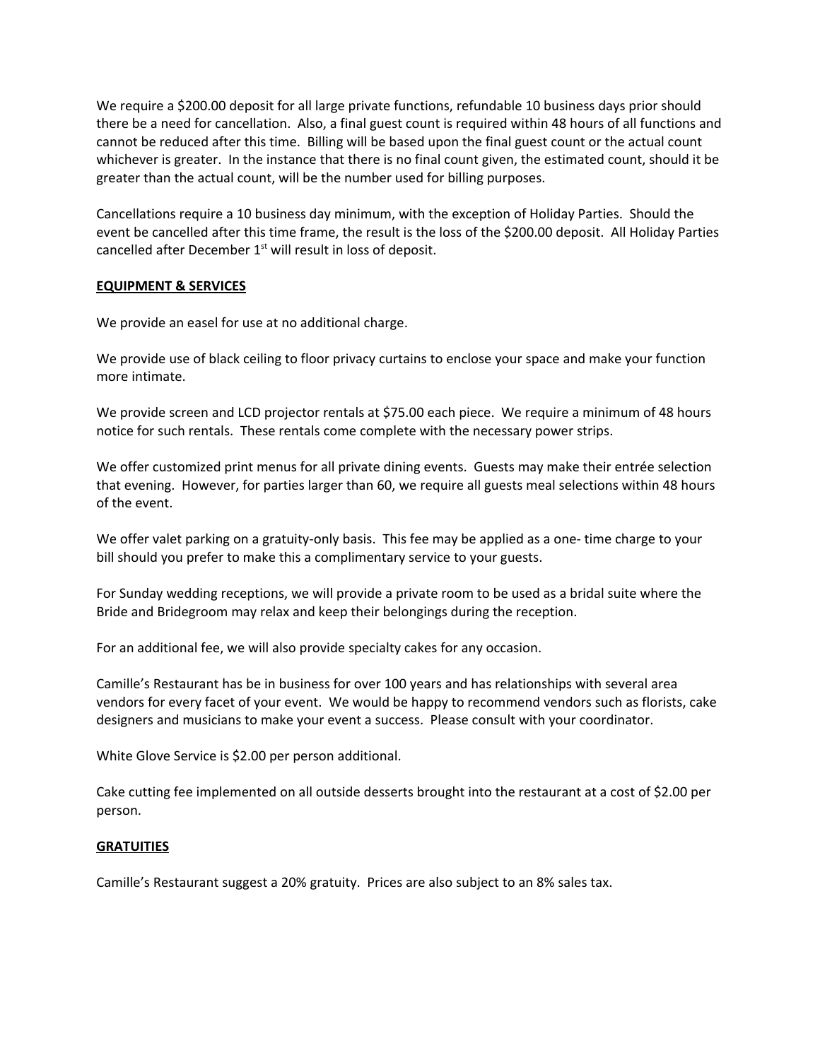We require a $200.00 deposit for all large private functions, refundable 10 business days prior should there be a need for cancellation. Also, a final guest count is required within 48 hours of all functions and cannot be reduced after this time. Billing will be based upon the final guest count or the actual count whichever is greater. In the instance that there is no final count given, the estimated count, should it be greater than the actual count, will be the number used for billing purposes.

Cancellations require a 10 business day minimum, with the exception of Holiday Parties. Should the event be cancelled after this time frame, the result is the loss of the $200.00 deposit. All Holiday Parties cancelled after December 1st will result in loss of deposit.

## EQUIPMENT & SERVICES

We provide an easel for use at no additional charge.

We provide use of black ceiling to floor privacy curtains to enclose your space and make your function more intimate.

We provide screen and LCD projector rentals at $75.00 each piece. We require a minimum of 48 hours notice for such rentals. These rentals come complete with the necessary power strips.

We offer customized print menus for all private dining events. Guests may make their entrée selection that evening. However, for parties larger than 60, we require all guests meal selections within 48 hours of the event.

We offer valet parking on a gratuity-only basis. This fee may be applied as a one- time charge to your bill should you prefer to make this a complimentary service to your guests.

For Sunday wedding receptions, we will provide a private room to be used as a bridal suite where the Bride and Bridegroom may relax and keep their belongings during the reception.

For an additional fee, we will also provide specialty cakes for any occasion.

Camille's Restaurant has be in business for over 100 years and has relationships with several area vendors for every facet of your event. We would be happy to recommend vendors such as florists, cake designers and musicians to make your event a success. Please consult with your coordinator.

White Glove Service is $2.00 per person additional.

Cake cutting fee implemented on all outside desserts brought into the restaurant at a cost of $2.00 per person.

## GRATUITIES

Camille's Restaurant suggest a 20% gratuity. Prices are also subject to an 8% sales tax.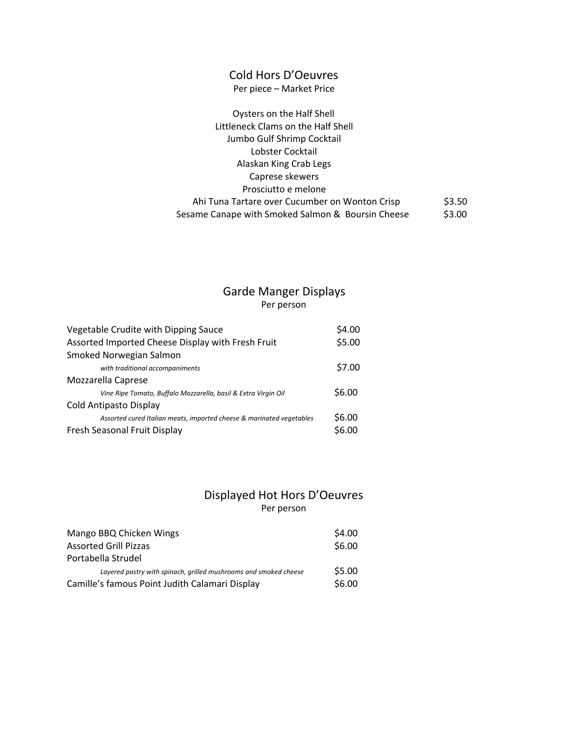## Cold Hors D'Oeuvres

Per piece – Market Price

Oysters on the Half Shell
Littleneck Clams on the Half Shell
Jumbo Gulf Shrimp Cocktail
Lobster Cocktail
Alaskan King Crab Legs
Caprese skewers
Prosciutto e melone

| Item | Price |
|---|---|
| Ahi Tuna Tartare over Cucumber on Wonton Crisp | $3.50 |
| Sesame Canape with Smoked Salmon & Boursin Cheese | $3.00 |

## Garde Manger Displays

Per person

| Item | Price |
|---|---|
| Vegetable Crudite with Dipping Sauce | $4.00 |
| Assorted Imported Cheese Display with Fresh Fruit | $5.00 |
| Smoked Norwegian Salmon<br>*with traditional accompaniments* | $7.00 |
| Mozzarella Caprese<br>*Vine Ripe Tomato, Buffalo Mozzarella, basil & Extra Virgin Oil* | $6.00 |
| Cold Antipasto Display<br>*Assorted cured Italian meats, imported cheese & marinated vegetables* | $6.00 |
| Fresh Seasonal Fruit Display | $6.00 |

## Displayed Hot Hors D'Oeuvres

Per person

| Item | Price |
|---|---|
| Mango BBQ Chicken Wings | $4.00 |
| Assorted Grill Pizzas | $6.00 |
| Portabella Strudel<br>*Layered pastry with spinach, grilled mushrooms and smoked cheese* | $5.00 |
| Camille's famous Point Judith Calamari Display | $6.00 |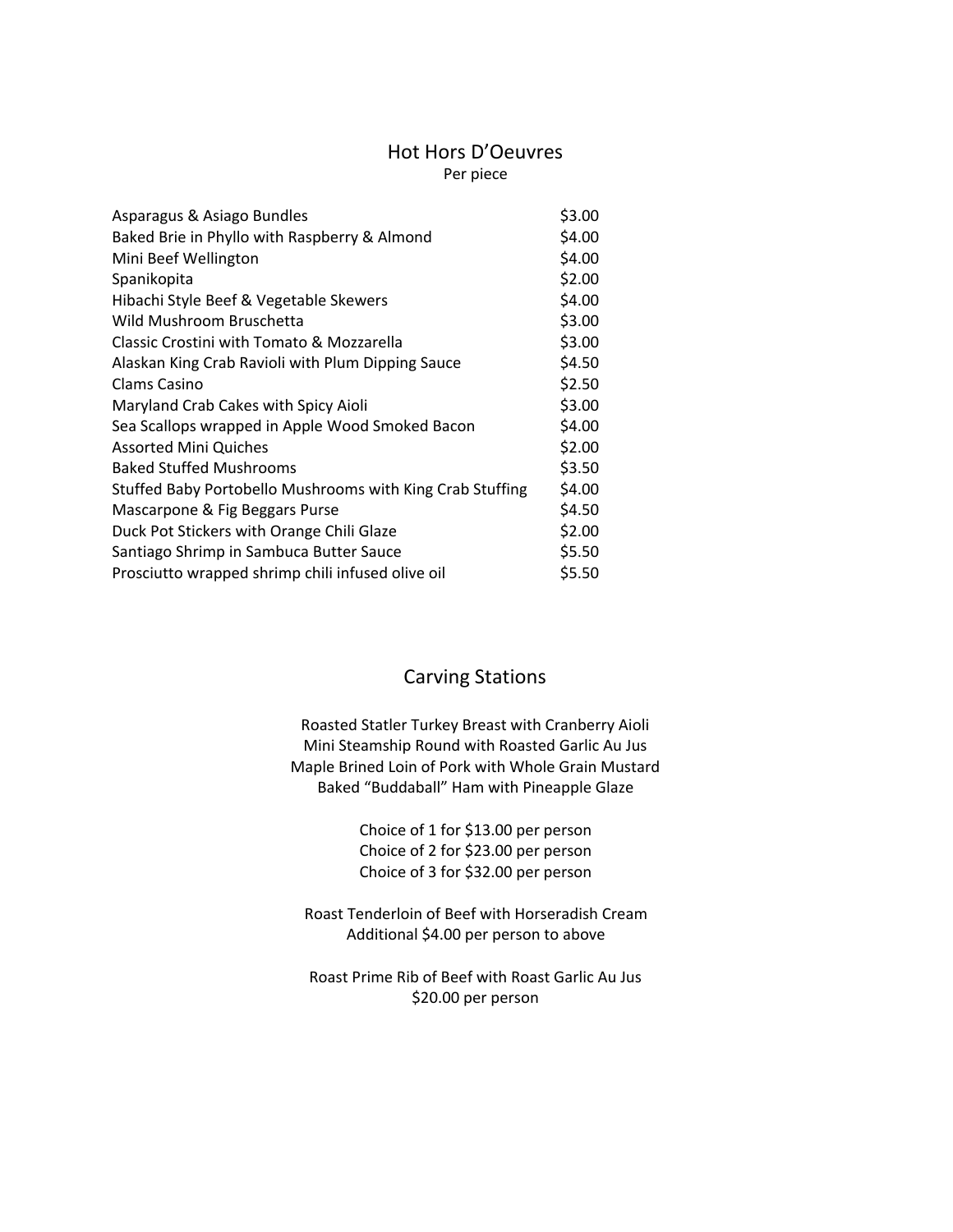## Hot Hors D'Oeuvres

Per piece

| Item | Price |
| --- | --- |
| Asparagus & Asiago Bundles | $3.00 |
| Baked Brie in Phyllo with Raspberry & Almond | $4.00 |
| Mini Beef Wellington | $4.00 |
| Spanikopita | $2.00 |
| Hibachi Style Beef & Vegetable Skewers | $4.00 |
| Wild Mushroom Bruschetta | $3.00 |
| Classic Crostini with Tomato & Mozzarella | $3.00 |
| Alaskan King Crab Ravioli with Plum Dipping Sauce | $4.50 |
| Clams Casino | $2.50 |
| Maryland Crab Cakes with Spicy Aioli | $3.00 |
| Sea Scallops wrapped in Apple Wood Smoked Bacon | $4.00 |
| Assorted Mini Quiches | $2.00 |
| Baked Stuffed Mushrooms | $3.50 |
| Stuffed Baby Portobello Mushrooms with King Crab Stuffing | $4.00 |
| Mascarpone & Fig Beggars Purse | $4.50 |
| Duck Pot Stickers with Orange Chili Glaze | $2.00 |
| Santiago Shrimp in Sambuca Butter Sauce | $5.50 |
| Prosciutto wrapped shrimp chili infused olive oil | $5.50 |

## Carving Stations

Roasted Statler Turkey Breast with Cranberry Aioli
Mini Steamship Round with Roasted Garlic Au Jus
Maple Brined Loin of Pork with Whole Grain Mustard
Baked "Buddaball" Ham with Pineapple Glaze

Choice of 1 for $13.00 per person
Choice of 2 for $23.00 per person
Choice of 3 for $32.00 per person

Roast Tenderloin of Beef with Horseradish Cream
Additional $4.00 per person to above

Roast Prime Rib of Beef with Roast Garlic Au Jus
$20.00 per person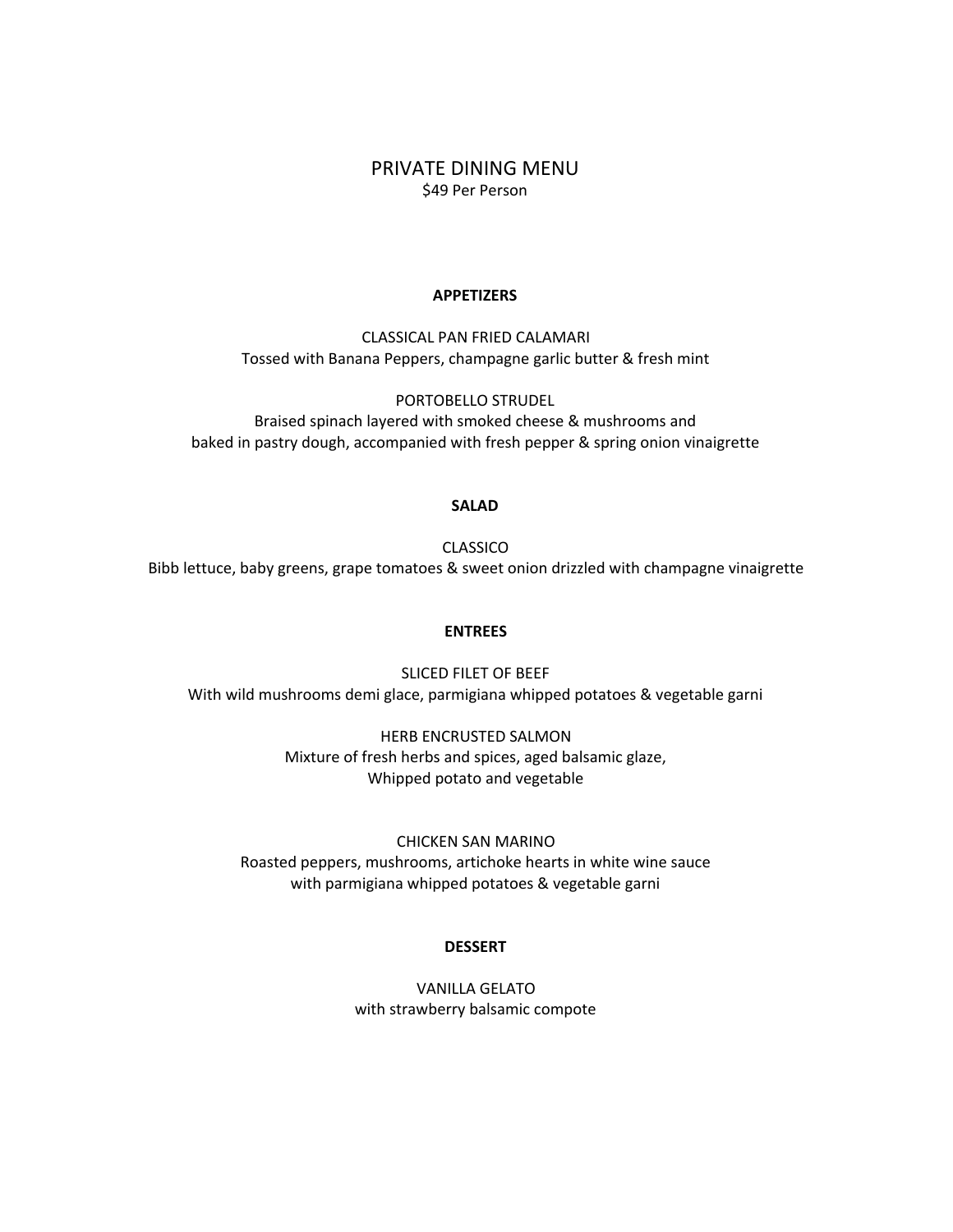# PRIVATE DINING MENU

$49 Per Person

## APPETIZERS

CLASSICAL PAN FRIED CALAMARI
Tossed with Banana Peppers, champagne garlic butter & fresh mint

PORTOBELLO STRUDEL
Braised spinach layered with smoked cheese & mushrooms and
baked in pastry dough, accompanied with fresh pepper & spring onion vinaigrette

## SALAD

CLASSICO
Bibb lettuce, baby greens, grape tomatoes & sweet onion drizzled with champagne vinaigrette

## ENTREES

SLICED FILET OF BEEF
With wild mushrooms demi glace, parmigiana whipped potatoes & vegetable garni

HERB ENCRUSTED SALMON
Mixture of fresh herbs and spices, aged balsamic glaze,
Whipped potato and vegetable

CHICKEN SAN MARINO
Roasted peppers, mushrooms, artichoke hearts in white wine sauce
with parmigiana whipped potatoes & vegetable garni

## DESSERT

VANILLA GELATO
with strawberry balsamic compote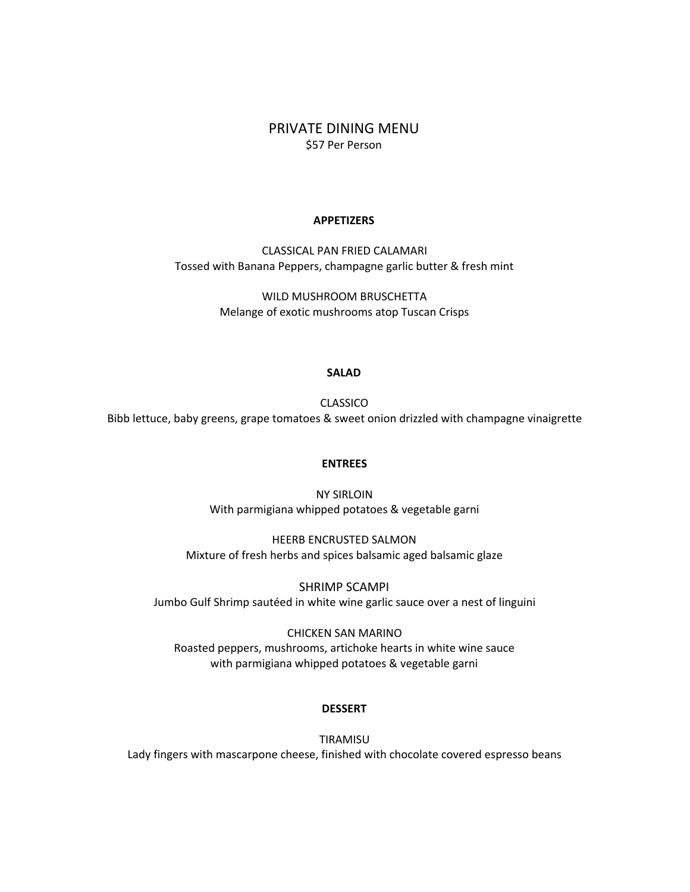# PRIVATE DINING MENU

$57 Per Person

## APPETIZERS

CLASSICAL PAN FRIED CALAMARI
Tossed with Banana Peppers, champagne garlic butter & fresh mint

WILD MUSHROOM BRUSCHETTA
Melange of exotic mushrooms atop Tuscan Crisps

## SALAD

CLASSICO
Bibb lettuce, baby greens, grape tomatoes & sweet onion drizzled with champagne vinaigrette

## ENTREES

NY SIRLOIN
With parmigiana whipped potatoes & vegetable garni

HEERB ENCRUSTED SALMON
Mixture of fresh herbs and spices balsamic aged balsamic glaze

SHRIMP SCAMPI
Jumbo Gulf Shrimp sautéed in white wine garlic sauce over a nest of linguini

CHICKEN SAN MARINO
Roasted peppers, mushrooms, artichoke hearts in white wine sauce
with parmigiana whipped potatoes & vegetable garni

## DESSERT

TIRAMISU
Lady fingers with mascarpone cheese, finished with chocolate covered espresso beans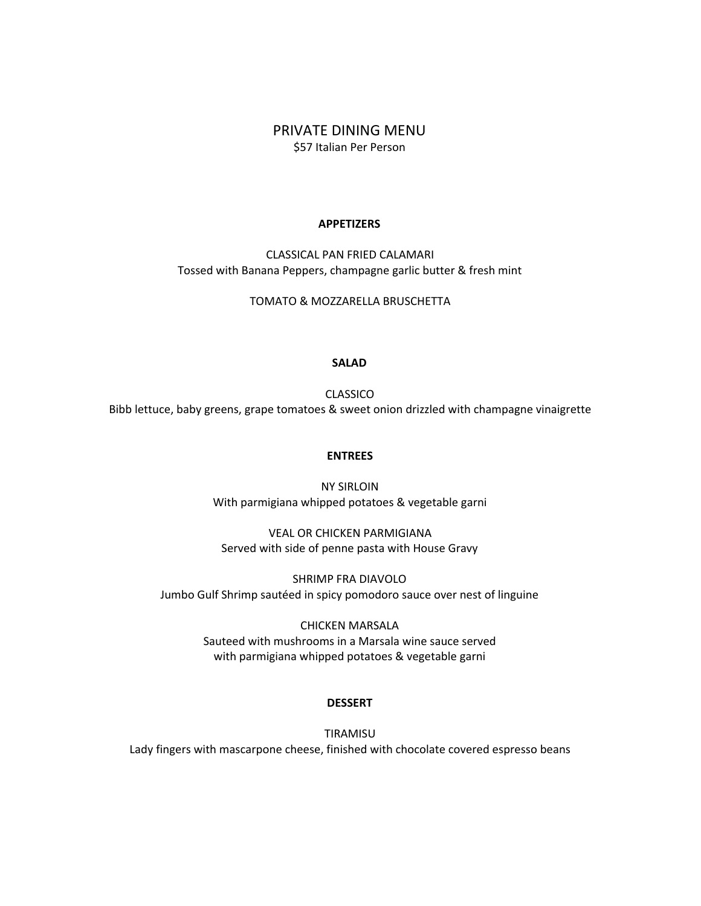# PRIVATE DINING MENU

$57 Italian Per Person

## APPETIZERS

CLASSICAL PAN FRIED CALAMARI
Tossed with Banana Peppers, champagne garlic butter & fresh mint

TOMATO & MOZZARELLA BRUSCHETTA

## SALAD

CLASSICO
Bibb lettuce, baby greens, grape tomatoes & sweet onion drizzled with champagne vinaigrette

## ENTREES

NY SIRLOIN
With parmigiana whipped potatoes & vegetable garni

VEAL OR CHICKEN PARMIGIANA
Served with side of penne pasta with House Gravy

SHRIMP FRA DIAVOLO
Jumbo Gulf Shrimp sautéed in spicy pomodoro sauce over nest of linguine

CHICKEN MARSALA
Sauteed with mushrooms in a Marsala wine sauce served
with parmigiana whipped potatoes & vegetable garni

## DESSERT

TIRAMISU
Lady fingers with mascarpone cheese, finished with chocolate covered espresso beans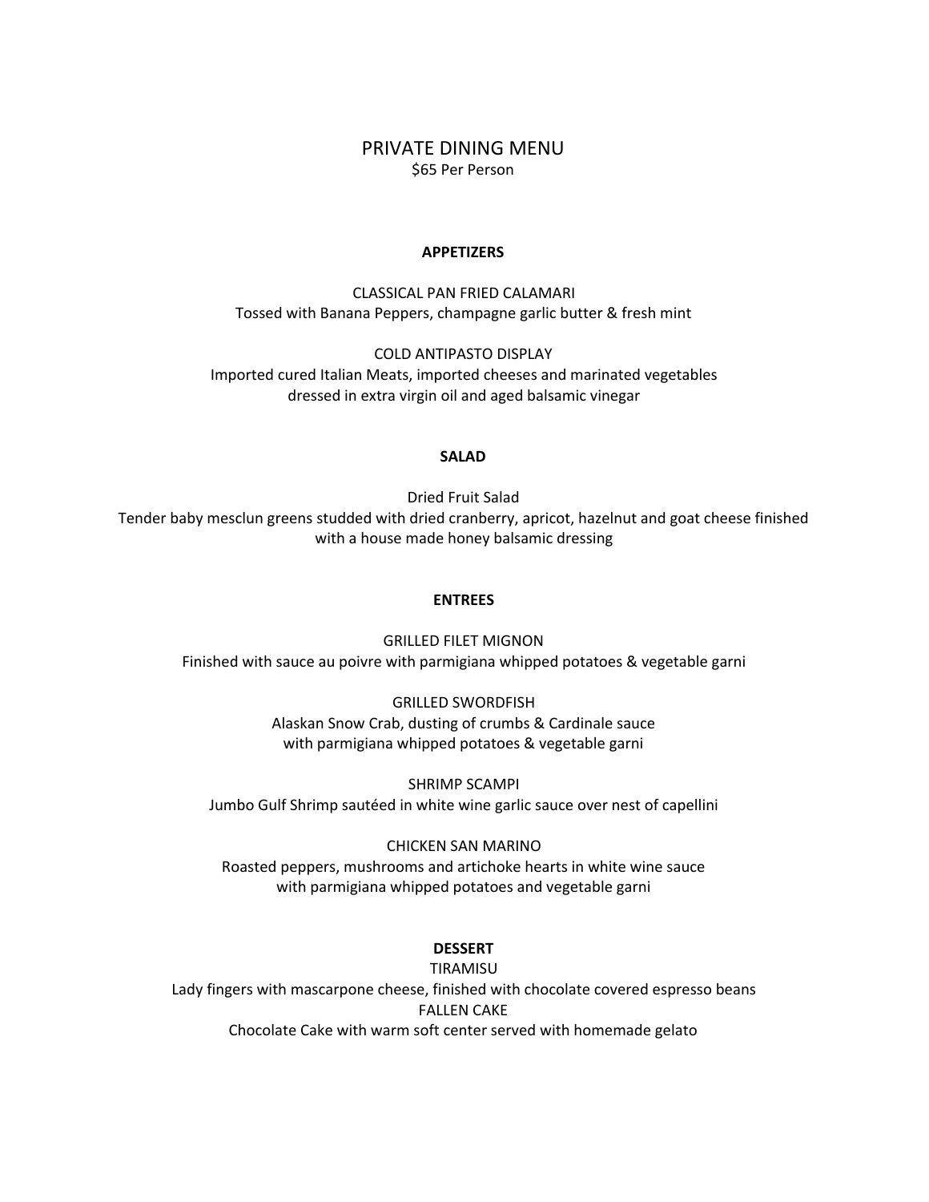# PRIVATE DINING MENU

$65 Per Person

## APPETIZERS

CLASSICAL PAN FRIED CALAMARI
Tossed with Banana Peppers, champagne garlic butter & fresh mint

COLD ANTIPASTO DISPLAY
Imported cured Italian Meats, imported cheeses and marinated vegetables dressed in extra virgin oil and aged balsamic vinegar

## SALAD

Dried Fruit Salad
Tender baby mesclun greens studded with dried cranberry, apricot, hazelnut and goat cheese finished with a house made honey balsamic dressing

## ENTREES

GRILLED FILET MIGNON
Finished with sauce au poivre with parmigiana whipped potatoes & vegetable garni

GRILLED SWORDFISH
Alaskan Snow Crab, dusting of crumbs & Cardinale sauce with parmigiana whipped potatoes & vegetable garni

SHRIMP SCAMPI
Jumbo Gulf Shrimp sautéed in white wine garlic sauce over nest of capellini

CHICKEN SAN MARINO
Roasted peppers, mushrooms and artichoke hearts in white wine sauce with parmigiana whipped potatoes and vegetable garni

## DESSERT

TIRAMISU
Lady fingers with mascarpone cheese, finished with chocolate covered espresso beans

FALLEN CAKE
Chocolate Cake with warm soft center served with homemade gelato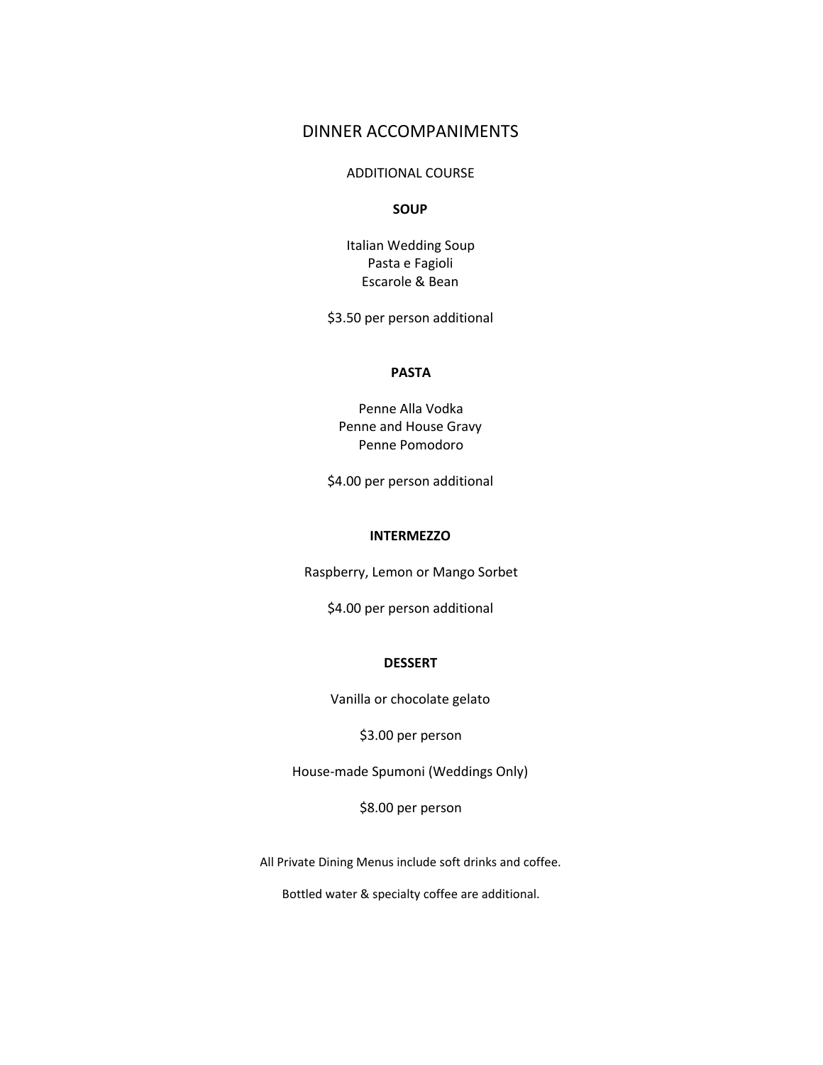# DINNER ACCOMPANIMENTS

ADDITIONAL COURSE

**SOUP**

Italian Wedding Soup
Pasta e Fagioli
Escarole & Bean

$3.50 per person additional

**PASTA**

Penne Alla Vodka
Penne and House Gravy
Penne Pomodoro

$4.00 per person additional

**INTERMEZZO**

Raspberry, Lemon or Mango Sorbet

$4.00 per person additional

**DESSERT**

Vanilla or chocolate gelato

$3.00 per person

House-made Spumoni (Weddings Only)

$8.00 per person

All Private Dining Menus include soft drinks and coffee.

Bottled water & specialty coffee are additional.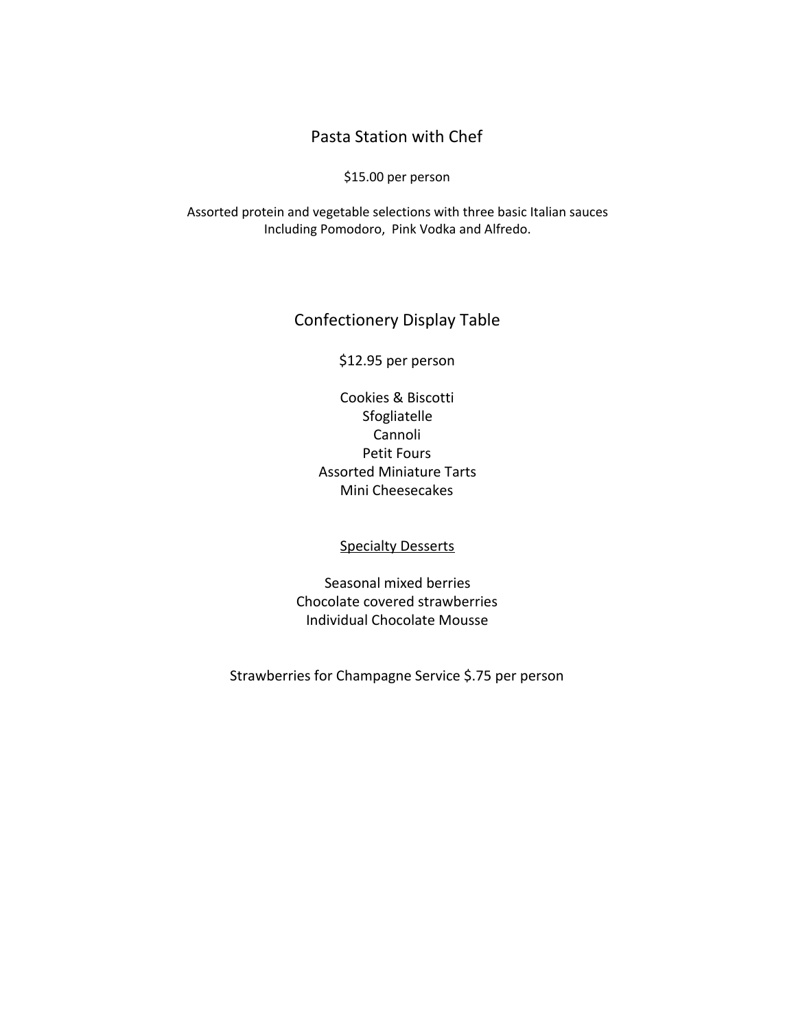## Pasta Station with Chef

$15.00 per person

Assorted protein and vegetable selections with three basic Italian sauces
Including Pomodoro, Pink Vodka and Alfredo.

## Confectionery Display Table

$12.95 per person

Cookies & Biscotti
Sfogliatelle
Cannoli
Petit Fours
Assorted Miniature Tarts
Mini Cheesecakes

<u>Specialty Desserts</u>

Seasonal mixed berries
Chocolate covered strawberries
Individual Chocolate Mousse

Strawberries for Champagne Service $.75 per person